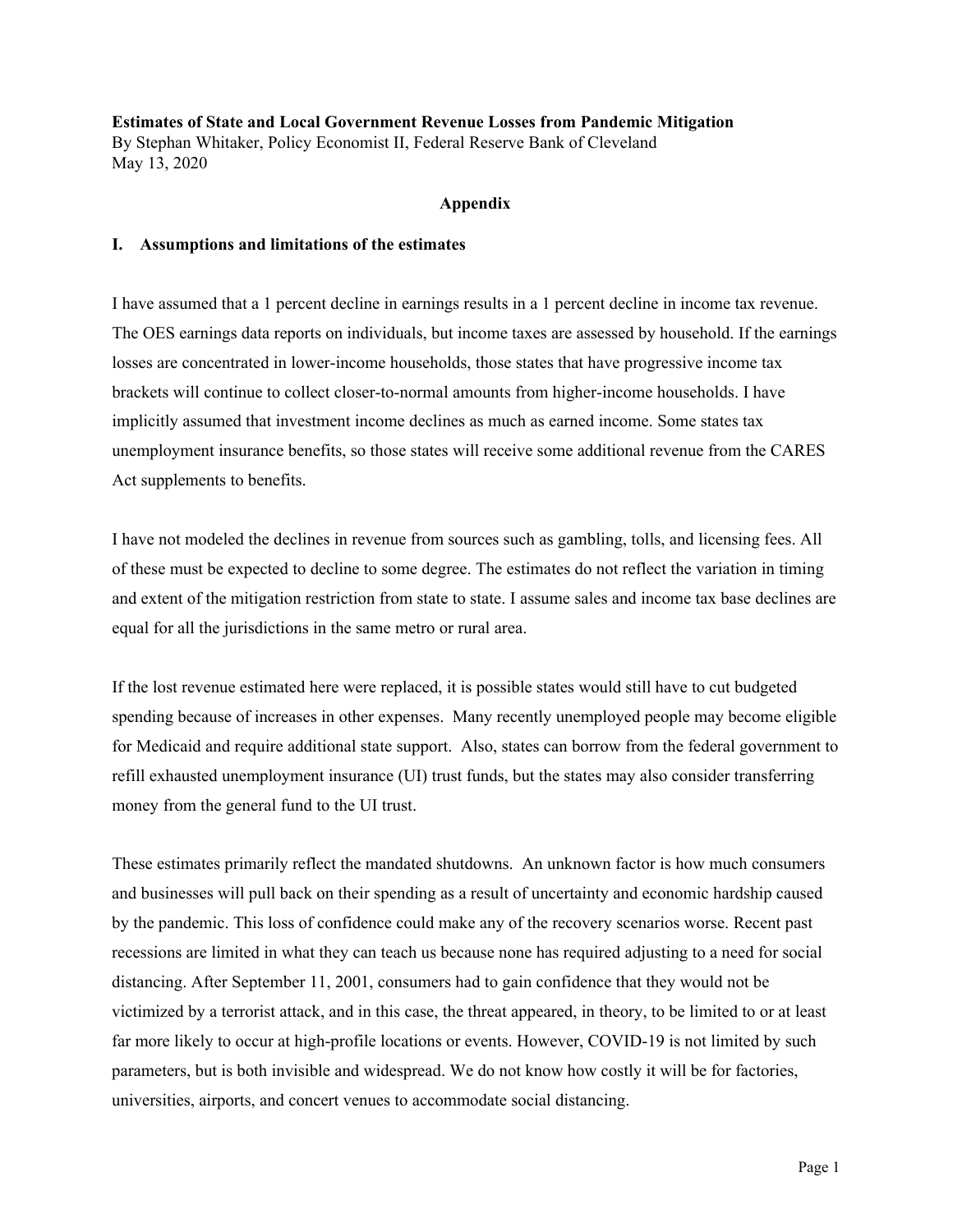**Estimates of State and Local Government Revenue Losses from Pandemic Mitigation**
By Stephan Whitaker, Policy Economist II, Federal Reserve Bank of Cleveland
May 13, 2020

## Appendix

### I. Assumptions and limitations of the estimates

I have assumed that a 1 percent decline in earnings results in a 1 percent decline in income tax revenue. The OES earnings data reports on individuals, but income taxes are assessed by household. If the earnings losses are concentrated in lower-income households, those states that have progressive income tax brackets will continue to collect closer-to-normal amounts from higher-income households. I have implicitly assumed that investment income declines as much as earned income. Some states tax unemployment insurance benefits, so those states will receive some additional revenue from the CARES Act supplements to benefits.

I have not modeled the declines in revenue from sources such as gambling, tolls, and licensing fees. All of these must be expected to decline to some degree. The estimates do not reflect the variation in timing and extent of the mitigation restriction from state to state. I assume sales and income tax base declines are equal for all the jurisdictions in the same metro or rural area.

If the lost revenue estimated here were replaced, it is possible states would still have to cut budgeted spending because of increases in other expenses. Many recently unemployed people may become eligible for Medicaid and require additional state support. Also, states can borrow from the federal government to refill exhausted unemployment insurance (UI) trust funds, but the states may also consider transferring money from the general fund to the UI trust.

These estimates primarily reflect the mandated shutdowns. An unknown factor is how much consumers and businesses will pull back on their spending as a result of uncertainty and economic hardship caused by the pandemic. This loss of confidence could make any of the recovery scenarios worse. Recent past recessions are limited in what they can teach us because none has required adjusting to a need for social distancing. After September 11, 2001, consumers had to gain confidence that they would not be victimized by a terrorist attack, and in this case, the threat appeared, in theory, to be limited to or at least far more likely to occur at high-profile locations or events. However, COVID-19 is not limited by such parameters, but is both invisible and widespread. We do not know how costly it will be for factories, universities, airports, and concert venues to accommodate social distancing.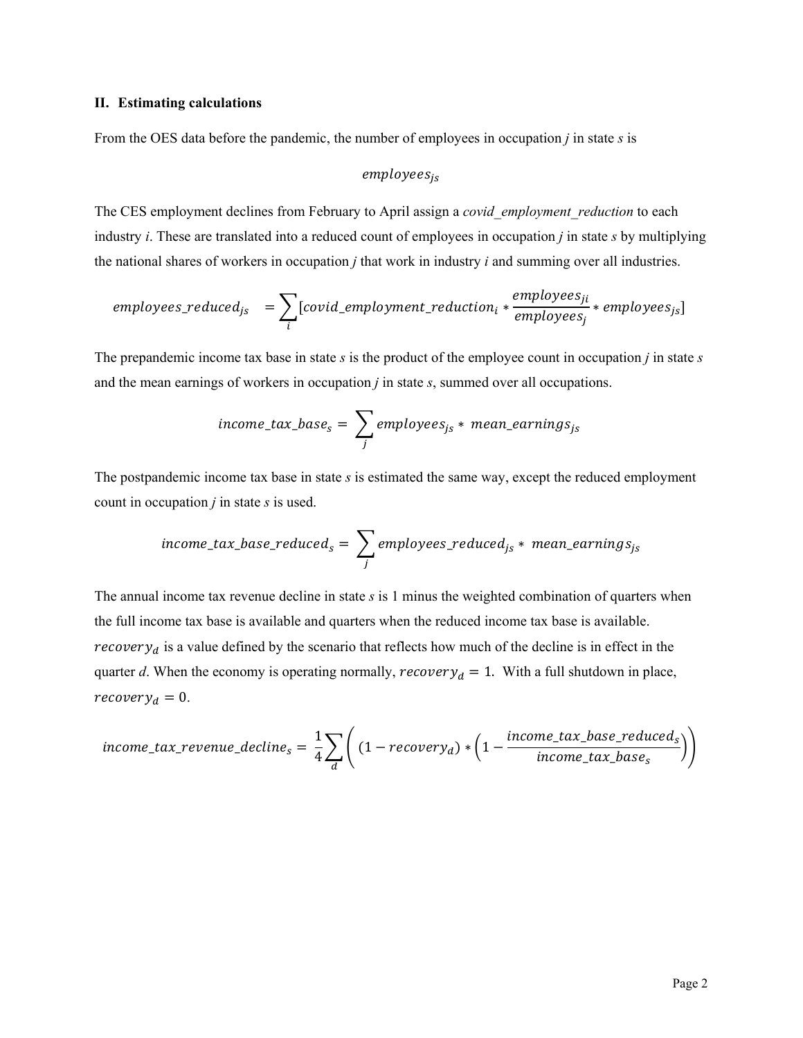## II. Estimating calculations

From the OES data before the pandemic, the number of employees in occupation *j* in state *s* is

$$employees_{js}$$

The CES employment declines from February to April assign a *covid_employment_reduction* to each industry *i*. These are translated into a reduced count of employees in occupation *j* in state *s* by multiplying the national shares of workers in occupation *j* that work in industry *i* and summing over all industries.

$$employees\_reduced_{js} = \sum_{i} [covid\_employment\_reduction_i * \frac{employees_{ji}}{employees_j} * employees_{js}]$$

The prepandemic income tax base in state *s* is the product of the employee count in occupation *j* in state *s* and the mean earnings of workers in occupation *j* in state *s*, summed over all occupations.

$$income\_tax\_base_s = \sum_{j} employees_{js} * mean\_earnings_{js}$$

The postpandemic income tax base in state *s* is estimated the same way, except the reduced employment count in occupation *j* in state *s* is used.

$$income\_tax\_base\_reduced_s = \sum_{j} employees\_reduced_{js} * mean\_earnings_{js}$$

The annual income tax revenue decline in state *s* is 1 minus the weighted combination of quarters when the full income tax base is available and quarters when the reduced income tax base is available. $recovery_d$ is a value defined by the scenario that reflects how much of the decline is in effect in the quarter *d*. When the economy is operating normally, $recovery_d = 1$. With a full shutdown in place, $recovery_d = 0$.

$$income\_tax\_revenue\_decline_s = \frac{1}{4} \sum_{d} \left( (1 - recovery_d) * \left(1 - \frac{income\_tax\_base\_reduced_s}{income\_tax\_base_s}\right)\right)$$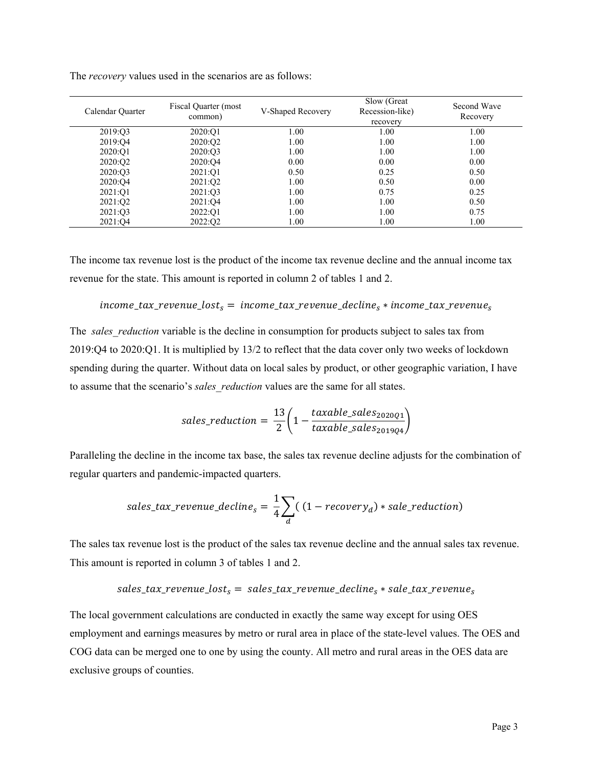The *recovery* values used in the scenarios are as follows:

| Calendar Quarter | Fiscal Quarter (most common) | V-Shaped Recovery | Slow (Great Recession-like) recovery | Second Wave Recovery |
|---|---|---|---|---|
| 2019:Q3 | 2020:Q1 | 1.00 | 1.00 | 1.00 |
| 2019:Q4 | 2020:Q2 | 1.00 | 1.00 | 1.00 |
| 2020:Q1 | 2020:Q3 | 1.00 | 1.00 | 1.00 |
| 2020:Q2 | 2020:Q4 | 0.00 | 0.00 | 0.00 |
| 2020:Q3 | 2021:Q1 | 0.50 | 0.25 | 0.50 |
| 2020:Q4 | 2021:Q2 | 1.00 | 0.50 | 0.00 |
| 2021:Q1 | 2021:Q3 | 1.00 | 0.75 | 0.25 |
| 2021:Q2 | 2021:Q4 | 1.00 | 1.00 | 0.50 |
| 2021:Q3 | 2022:Q1 | 1.00 | 1.00 | 0.75 |
| 2021:Q4 | 2022:Q2 | 1.00 | 1.00 | 1.00 |

The income tax revenue lost is the product of the income tax revenue decline and the annual income tax revenue for the state. This amount is reported in column 2 of tables 1 and 2.

$$income\_tax\_revenue\_lost_s = income\_tax\_revenue\_decline_s * income\_tax\_revenue_s$$

The *sales_reduction* variable is the decline in consumption for products subject to sales tax from 2019:Q4 to 2020:Q1. It is multiplied by 13/2 to reflect that the data cover only two weeks of lockdown spending during the quarter. Without data on local sales by product, or other geographic variation, I have to assume that the scenario's *sales_reduction* values are the same for all states.

$$sales\_reduction = \frac{13}{2}\left(1 - \frac{taxable\_sales_{2020Q1}}{taxable\_sales_{2019Q4}}\right)$$

Paralleling the decline in the income tax base, the sales tax revenue decline adjusts for the combination of regular quarters and pandemic-impacted quarters.

$$sales\_tax\_revenue\_decline_s = \frac{1}{4}\sum_{d}(\,(1 - recovery_d) * sale\_reduction)$$

The sales tax revenue lost is the product of the sales tax revenue decline and the annual sales tax revenue. This amount is reported in column 3 of tables 1 and 2.

$$sales\_tax\_revenue\_lost_s = sales\_tax\_revenue\_decline_s * sale\_tax\_revenue_s$$

The local government calculations are conducted in exactly the same way except for using OES employment and earnings measures by metro or rural area in place of the state-level values. The OES and COG data can be merged one to one by using the county. All metro and rural areas in the OES data are exclusive groups of counties.